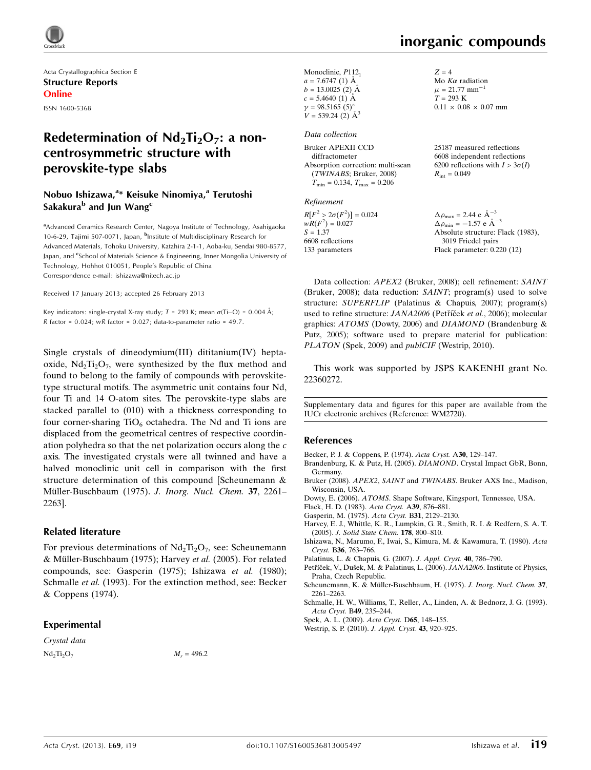Acta Crystallographica Section E
**Structure Reports Online**

ISSN 1600-5368

# Redetermination of $Nd_2Ti_2O_7$: a non-centrosymmetric structure with perovskite-type slabs

**Nobuo Ishizawa,[a]* Keisuke Ninomiya,[a] Terutoshi Sakakura[b] and Jun Wang[c]**

[a]Advanced Ceramics Research Center, Nagoya Institute of Technology, Asahigaoka 10-6-29, Tajimi 507-0071, Japan, [b]Institute of Multidisciplinary Research for Advanced Materials, Tohoku University, Katahira 2-1-1, Aoba-ku, Sendai 980-8577, Japan, and [c]School of Materials Science & Engineering, Inner Mongolia University of Technology, Hohhot 010051, People's Republic of China
Correspondence e-mail: ishizawa@nitech.ac.jp

Received 17 January 2013; accepted 26 February 2013

Key indicators: single-crystal X-ray study; $T$ = 293 K; mean $\sigma$(Ti–O) = 0.004 Å; $R$ factor = 0.024; $wR$ factor = 0.027; data-to-parameter ratio = 49.7.

Single crystals of dineodymium(III) dititanium(IV) heptaoxide, $Nd_2Ti_2O_7$, were synthesized by the flux method and found to belong to the family of compounds with perovskite-type structural motifs. The asymmetric unit contains four Nd, four Ti and 14 O-atom sites. The perovskite-type slabs are stacked parallel to (010) with a thickness corresponding to four corner-sharing $TiO_6$ octahedra. The Nd and Ti ions are displaced from the geometrical centres of respective coordination polyhedra so that the net polarization occurs along the $c$ axis. The investigated crystals were all twinned and have a halved monoclinic unit cell in comparison with the first structure determination of this compound [Scheunemann & Müller-Buschbaum (1975). *J. Inorg. Nucl. Chem.* **37**, 2261–2263].

## Related literature

For previous determinations of $Nd_2Ti_2O_7$, see: Scheunemann & Müller-Buschbaum (1975); Harvey *et al.* (2005). For related compounds, see: Gasperin (1975); Ishizawa *et al.* (1980); Schmalle *et al.* (1993). For the extinction method, see: Becker & Coppens (1974).

## Experimental

*Crystal data*

$Nd_2Ti_2O_7$
$M_r$ = 496.2
Monoclinic, $P112_1$
$a$ = 7.6747 (1) Å
$b$ = 13.0025 (2) Å
$c$ = 5.4640 (1) Å
$\gamma$ = 98.5165 (5)°
$V$ = 539.24 (2) Å$^3$
$Z$ = 4
Mo $K\alpha$ radiation
$\mu$ = 21.77 mm$^{-1}$
$T$ = 293 K
0.11 × 0.08 × 0.07 mm

*Data collection*

Bruker APEXII CCD diffractometer
Absorption correction: multi-scan (*TWINABS*; Bruker, 2008)
$T_{min}$ = 0.134, $T_{max}$ = 0.206
25187 measured reflections
6608 independent reflections
6200 reflections with $I > 3\sigma(I)$
$R_{int}$ = 0.049

*Refinement*

$R[F^2 > 2\sigma(F^2)]$ = 0.024
$wR(F^2)$ = 0.027
$S$ = 1.37
6608 reflections
133 parameters
$\Delta\rho_{max}$ = 2.44 e Å$^{-3}$
$\Delta\rho_{min}$ = −1.57 e Å$^{-3}$
Absolute structure: Flack (1983), 3019 Friedel pairs
Flack parameter: 0.220 (12)

Data collection: *APEX2* (Bruker, 2008); cell refinement: *SAINT* (Bruker, 2008); data reduction: *SAINT*; program(s) used to solve structure: *SUPERFLIP* (Palatinus & Chapuis, 2007); program(s) used to refine structure: *JANA2006* (Petříček *et al.*, 2006); molecular graphics: *ATOMS* (Dowty, 2006) and *DIAMOND* (Brandenburg & Putz, 2005); software used to prepare material for publication: *PLATON* (Spek, 2009) and *publCIF* (Westrip, 2010).

This work was supported by JSPS KAKENHI grant No. 22360272.

Supplementary data and figures for this paper are available from the IUCr electronic archives (Reference: WM2720).

## References

Becker, P. J. & Coppens, P. (1974). *Acta Cryst.* A**30**, 129–147.
Brandenburg, K. & Putz, H. (2005). *DIAMOND*. Crystal Impact GbR, Bonn, Germany.
Bruker (2008). *APEX2*, *SAINT* and *TWINABS*. Bruker AXS Inc., Madison, Wisconsin, USA.
Dowty, E. (2006). *ATOMS*. Shape Software, Kingsport, Tennessee, USA.
Flack, H. D. (1983). *Acta Cryst.* A**39**, 876–881.
Gasperin, M. (1975). *Acta Cryst.* B**31**, 2129–2130.
Harvey, E. J., Whittle, K. R., Lumpkin, G. R., Smith, R. I. & Redfern, S. A. T. (2005). *J. Solid State Chem.* **178**, 800–810.
Ishizawa, N., Marumo, F., Iwai, S., Kimura, M. & Kawamura, T. (1980). *Acta Cryst.* B**36**, 763–766.
Palatinus, L. & Chapuis, G. (2007). *J. Appl. Cryst.* **40**, 786–790.
Petříček, V., Dušek, M. & Palatinus, L. (2006). *JANA2006*. Institute of Physics, Praha, Czech Republic.
Scheunemann, K. & Müller-Buschbaum, H. (1975). *J. Inorg. Nucl. Chem.* **37**, 2261–2263.
Schmalle, H. W., Williams, T., Reller, A., Linden, A. & Bednorz, J. G. (1993). *Acta Cryst.* B**49**, 235–244.
Spek, A. L. (2009). *Acta Cryst.* D**65**, 148–155.
Westrip, S. P. (2010). *J. Appl. Cryst.* **43**, 920–925.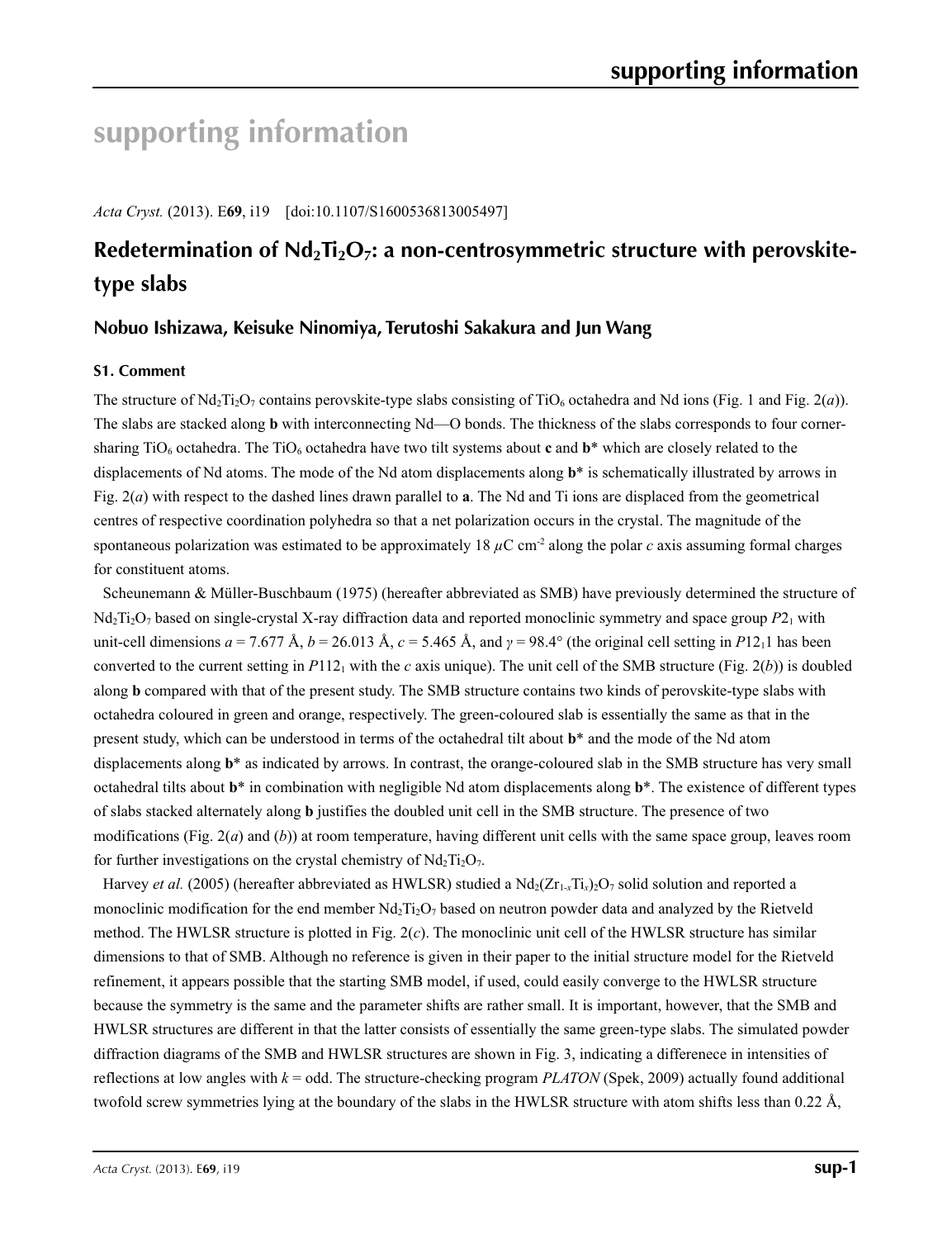# supporting information

*Acta Cryst.* (2013). E**69**, i19 [doi:10.1107/S1600536813005497]

## Redetermination of $Nd_2Ti_2O_7$: a non-centrosymmetric structure with perovskite-type slabs

### Nobuo Ishizawa, Keisuke Ninomiya, Terutoshi Sakakura and Jun Wang

#### S1. Comment

The structure of $Nd_2Ti_2O_7$ contains perovskite-type slabs consisting of $TiO_6$ octahedra and Nd ions (Fig. 1 and Fig. 2(*a*)). The slabs are stacked along **b** with interconnecting Nd—O bonds. The thickness of the slabs corresponds to four corner-sharing $TiO_6$ octahedra. The $TiO_6$ octahedra have two tilt systems about **c** and **b**\* which are closely related to the displacements of Nd atoms. The mode of the Nd atom displacements along **b**\* is schematically illustrated by arrows in Fig. 2(*a*) with respect to the dashed lines drawn parallel to **a**. The Nd and Ti ions are displaced from the geometrical centres of respective coordination polyhedra so that a net polarization occurs in the crystal. The magnitude of the spontaneous polarization was estimated to be approximately 18 $\mu C\ cm^{-2}$ along the polar *c* axis assuming formal charges for constituent atoms.

Scheunemann & Müller-Buschbaum (1975) (hereafter abbreviated as SMB) have previously determined the structure of $Nd_2Ti_2O_7$ based on single-crystal X-ray diffraction data and reported monoclinic symmetry and space group $P2_1$ with unit-cell dimensions *a* = 7.677 Å, *b* = 26.013 Å, *c* = 5.465 Å, and $\gamma$ = 98.4° (the original cell setting in $P12_11$ has been converted to the current setting in $P112_1$ with the *c* axis unique). The unit cell of the SMB structure (Fig. 2(*b*)) is doubled along **b** compared with that of the present study. The SMB structure contains two kinds of perovskite-type slabs with octahedra coloured in green and orange, respectively. The green-coloured slab is essentially the same as that in the present study, which can be understood in terms of the octahedral tilt about **b**\* and the mode of the Nd atom displacements along **b**\* as indicated by arrows. In contrast, the orange-coloured slab in the SMB structure has very small octahedral tilts about **b**\* in combination with negligible Nd atom displacements along **b**\*. The existence of different types of slabs stacked alternately along **b** justifies the doubled unit cell in the SMB structure. The presence of two modifications (Fig. 2(*a*) and (*b*)) at room temperature, having different unit cells with the same space group, leaves room for further investigations on the crystal chemistry of $Nd_2Ti_2O_7$.

Harvey *et al.* (2005) (hereafter abbreviated as HWLSR) studied a $Nd_2(Zr_{1-x}Ti_x)_2O_7$ solid solution and reported a monoclinic modification for the end member $Nd_2Ti_2O_7$ based on neutron powder data and analyzed by the Rietveld method. The HWLSR structure is plotted in Fig. 2(*c*). The monoclinic unit cell of the HWLSR structure has similar dimensions to that of SMB. Although no reference is given in their paper to the initial structure model for the Rietveld refinement, it appears possible that the starting SMB model, if used, could easily converge to the HWLSR structure because the symmetry is the same and the parameter shifts are rather small. It is important, however, that the SMB and HWLSR structures are different in that the latter consists of essentially the same green-type slabs. The simulated powder diffraction diagrams of the SMB and HWLSR structures are shown in Fig. 3, indicating a differenece in intensities of reflections at low angles with *k* = odd. The structure-checking program *PLATON* (Spek, 2009) actually found additional twofold screw symmetries lying at the boundary of the slabs in the HWLSR structure with atom shifts less than 0.22 Å,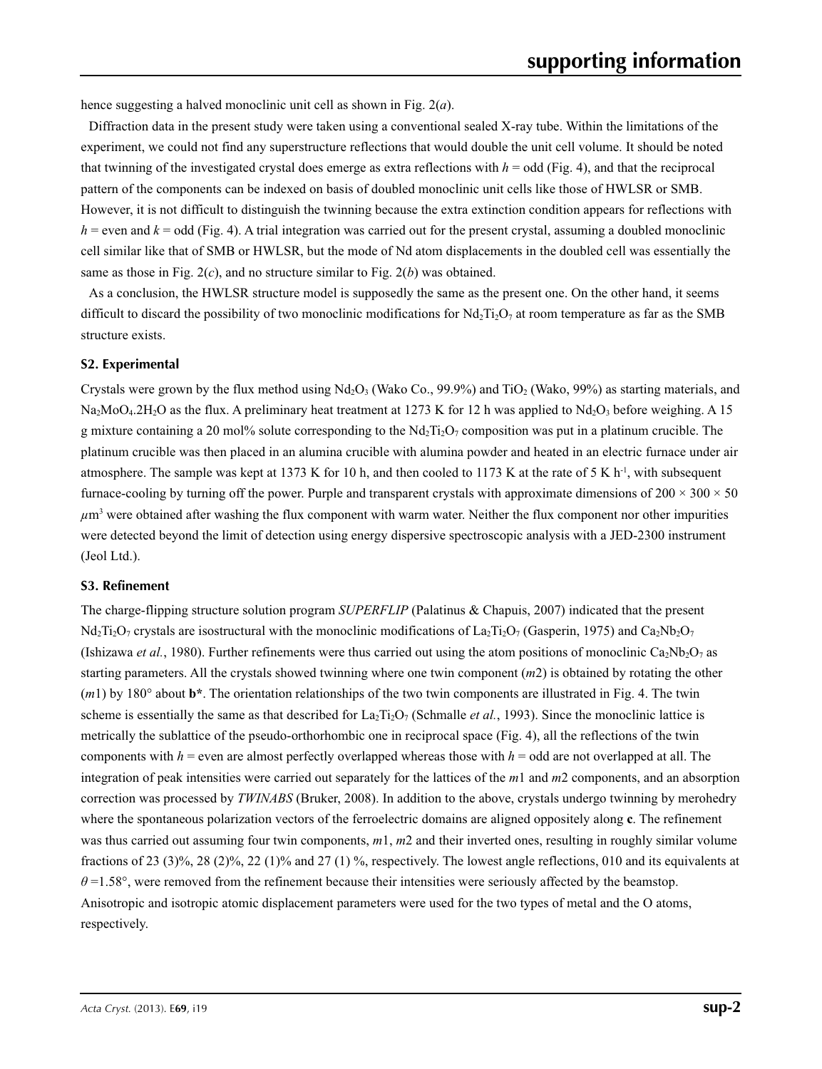hence suggesting a halved monoclinic unit cell as shown in Fig. 2(*a*).

Diffraction data in the present study were taken using a conventional sealed X-ray tube. Within the limitations of the experiment, we could not find any superstructure reflections that would double the unit cell volume. It should be noted that twinning of the investigated crystal does emerge as extra reflections with $h$ = odd (Fig. 4), and that the reciprocal pattern of the components can be indexed on basis of doubled monoclinic unit cells like those of HWLSR or SMB. However, it is not difficult to distinguish the twinning because the extra extinction condition appears for reflections with $h$ = even and $k$ = odd (Fig. 4). A trial integration was carried out for the present crystal, assuming a doubled monoclinic cell similar like that of SMB or HWLSR, but the mode of Nd atom displacements in the doubled cell was essentially the same as those in Fig. 2(*c*), and no structure similar to Fig. 2(*b*) was obtained.

As a conclusion, the HWLSR structure model is supposedly the same as the present one. On the other hand, it seems difficult to discard the possibility of two monoclinic modifications for $Nd_2Ti_2O_7$ at room temperature as far as the SMB structure exists.

### S2. Experimental

Crystals were grown by the flux method using $Nd_2O_3$ (Wako Co., 99.9%) and $TiO_2$ (Wako, 99%) as starting materials, and $Na_2MoO_4.2H_2O$ as the flux. A preliminary heat treatment at 1273 K for 12 h was applied to $Nd_2O_3$ before weighing. A 15 g mixture containing a 20 mol% solute corresponding to the $Nd_2Ti_2O_7$ composition was put in a platinum crucible. The platinum crucible was then placed in an alumina crucible with alumina powder and heated in an electric furnace under air atmosphere. The sample was kept at 1373 K for 10 h, and then cooled to 1173 K at the rate of 5 K $h^{-1}$, with subsequent furnace-cooling by turning off the power. Purple and transparent crystals with approximate dimensions of 200 × 300 × 50 $\mu m^3$ were obtained after washing the flux component with warm water. Neither the flux component nor other impurities were detected beyond the limit of detection using energy dispersive spectroscopic analysis with a JED-2300 instrument (Jeol Ltd.).

### S3. Refinement

The charge-flipping structure solution program *SUPERFLIP* (Palatinus & Chapuis, 2007) indicated that the present $Nd_2Ti_2O_7$ crystals are isostructural with the monoclinic modifications of $La_2Ti_2O_7$ (Gasperin, 1975) and $Ca_2Nb_2O_7$ (Ishizawa *et al.*, 1980). Further refinements were thus carried out using the atom positions of monoclinic $Ca_2Nb_2O_7$ as starting parameters. All the crystals showed twinning where one twin component (*m*2) is obtained by rotating the other (*m*1) by 180° about **b\***. The orientation relationships of the two twin components are illustrated in Fig. 4. The twin scheme is essentially the same as that described for $La_2Ti_2O_7$ (Schmalle *et al.*, 1993). Since the monoclinic lattice is metrically the sublattice of the pseudo-orthorhombic one in reciprocal space (Fig. 4), all the reflections of the twin components with $h$ = even are almost perfectly overlapped whereas those with $h$ = odd are not overlapped at all. The integration of peak intensities were carried out separately for the lattices of the *m*1 and *m*2 components, and an absorption correction was processed by *TWINABS* (Bruker, 2008). In addition to the above, crystals undergo twinning by merohedry where the spontaneous polarization vectors of the ferroelectric domains are aligned oppositely along **c**. The refinement was thus carried out assuming four twin components, *m*1, *m*2 and their inverted ones, resulting in roughly similar volume fractions of 23 (3)%, 28 (2)%, 22 (1)% and 27 (1) %, respectively. The lowest angle reflections, 010 and its equivalents at $\theta$ =1.58°, were removed from the refinement because their intensities were seriously affected by the beamstop. Anisotropic and isotropic atomic displacement parameters were used for the two types of metal and the O atoms, respectively.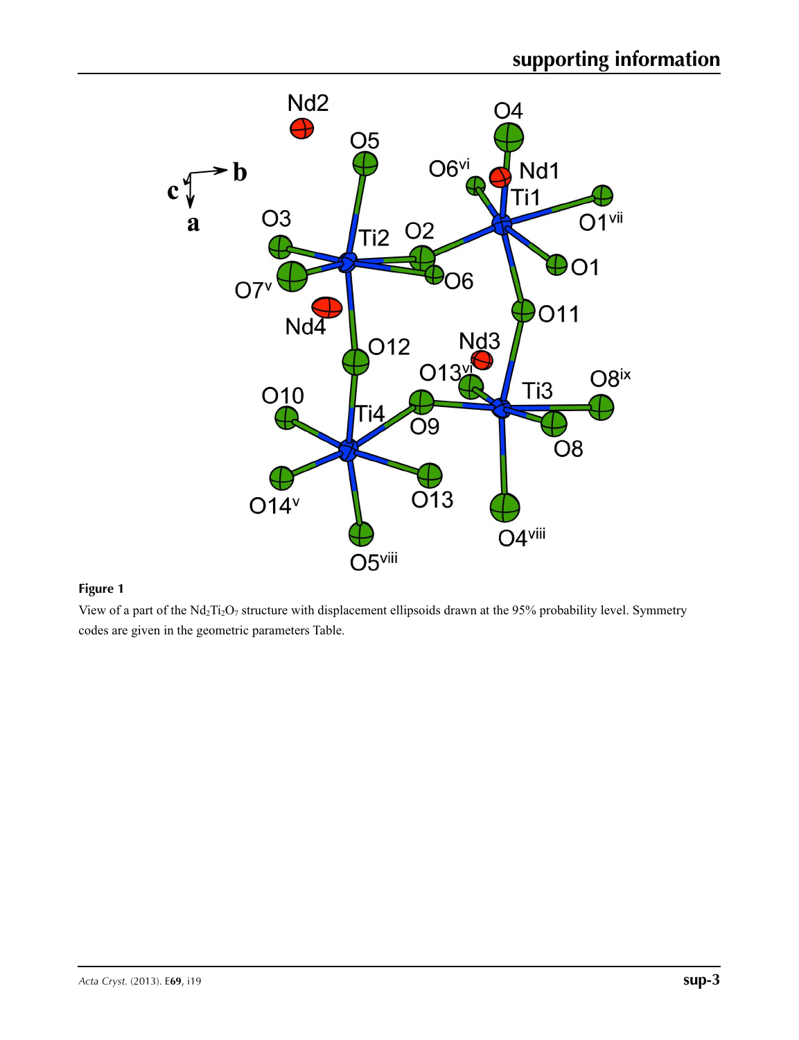**Figure 1**

View of a part of the $Nd_2Ti_2O_7$ structure with displacement ellipsoids drawn at the 95% probability level. Symmetry codes are given in the geometric parameters Table.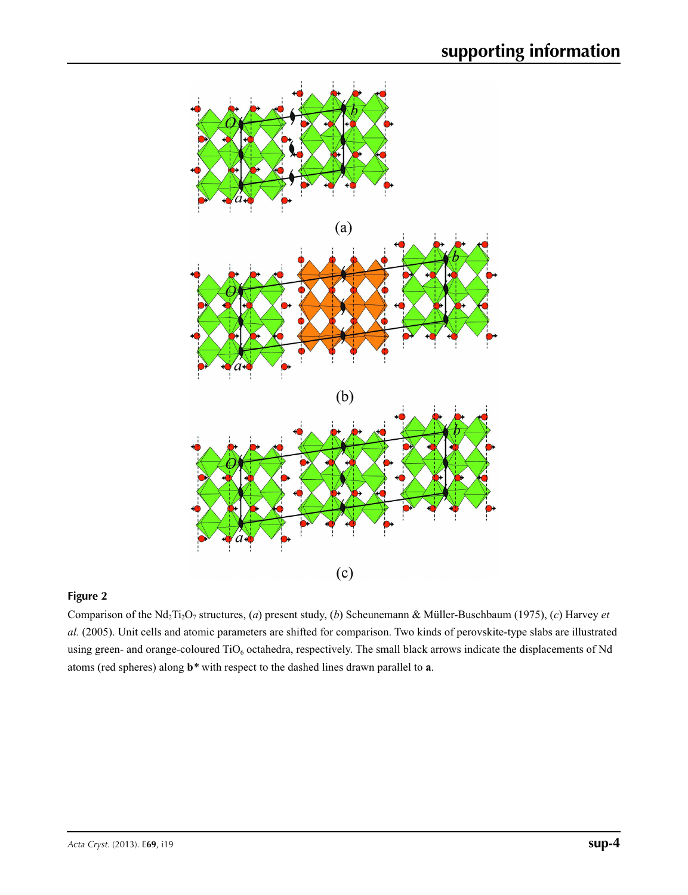**Figure 2**

Comparison of the $Nd_2Ti_2O_7$ structures, (*a*) present study, (*b*) Scheunemann & Müller-Buschbaum (1975), (*c*) Harvey *et al.* (2005). Unit cells and atomic parameters are shifted for comparison. Two kinds of perovskite-type slabs are illustrated using green- and orange-coloured $TiO_6$ octahedra, respectively. The small black arrows indicate the displacements of Nd atoms (red spheres) along **b***\* with respect to the dashed lines drawn parallel to **a**.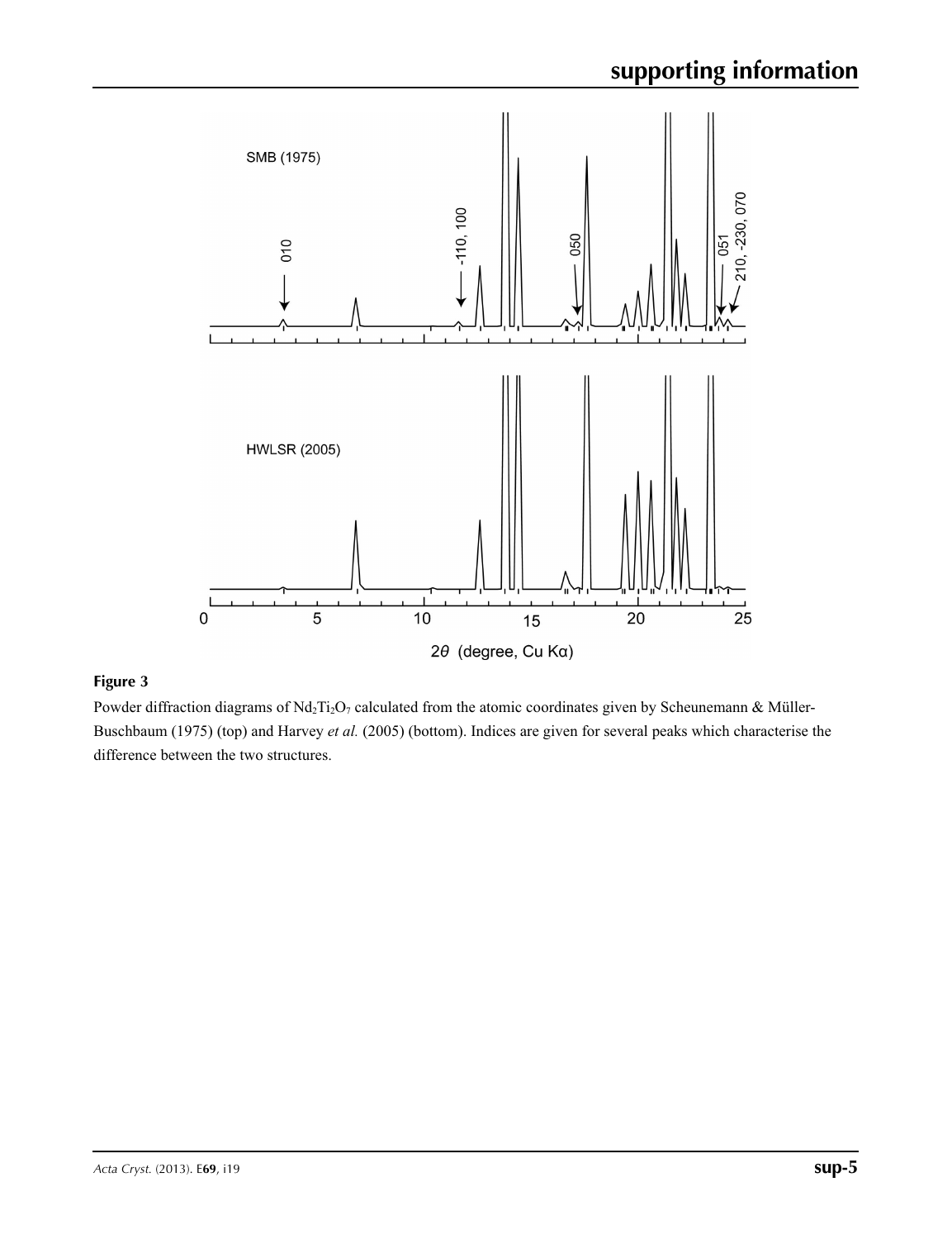**Figure 3**

Powder diffraction diagrams of $Nd_2Ti_2O_7$ calculated from the atomic coordinates given by Scheunemann & Müller-Buschbaum (1975) (top) and Harvey *et al.* (2005) (bottom). Indices are given for several peaks which characterise the difference between the two structures.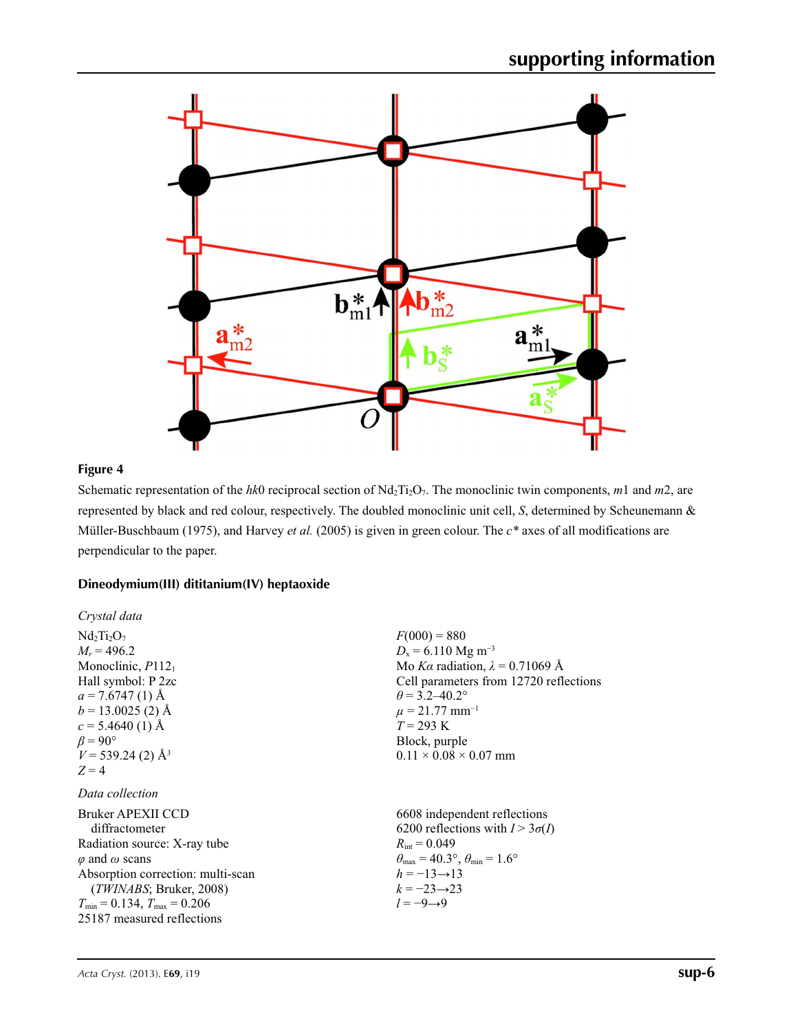**Figure 4**

Schematic representation of the *hk*0 reciprocal section of $Nd_2Ti_2O_7$. The monoclinic twin components, *m*1 and *m*2, are represented by black and red colour, respectively. The doubled monoclinic unit cell, *S*, determined by Scheunemann & Müller-Buschbaum (1975), and Harvey *et al.* (2005) is given in green colour. The *c*\* axes of all modifications are perpendicular to the paper.

## Dineodymium(III) dititanium(IV) heptaoxide

### *Crystal data*

$Nd_2Ti_2O_7$
$M_r = 496.2$
Monoclinic, $P112_1$
Hall symbol: P 2zc
$a = 7.6747$ (1) Å
$b = 13.0025$ (2) Å
$c = 5.4640$ (1) Å
$\beta = 90°$
$V = 539.24$ (2) Å$^3$
$Z = 4$
$F(000) = 880$
$D_x = 6.110$ Mg m$^{-3}$
Mo $K\alpha$ radiation, $\lambda = 0.71069$ Å
Cell parameters from 12720 reflections
$\theta = 3.2$–$40.2°$
$\mu = 21.77$ mm$^{-1}$
$T = 293$ K
Block, purple
0.11 × 0.08 × 0.07 mm

### *Data collection*

Bruker APEXII CCD diffractometer
Radiation source: X-ray tube
$\varphi$ and $\omega$ scans
Absorption correction: multi-scan (*TWINABS*; Bruker, 2008)
$T_{min} = 0.134$, $T_{max} = 0.206$
25187 measured reflections
6608 independent reflections
6200 reflections with $I > 3\sigma(I)$
$R_{int} = 0.049$
$\theta_{max} = 40.3°$, $\theta_{min} = 1.6°$
$h = -13 \rightarrow 13$
$k = -23 \rightarrow 23$
$l = -9 \rightarrow 9$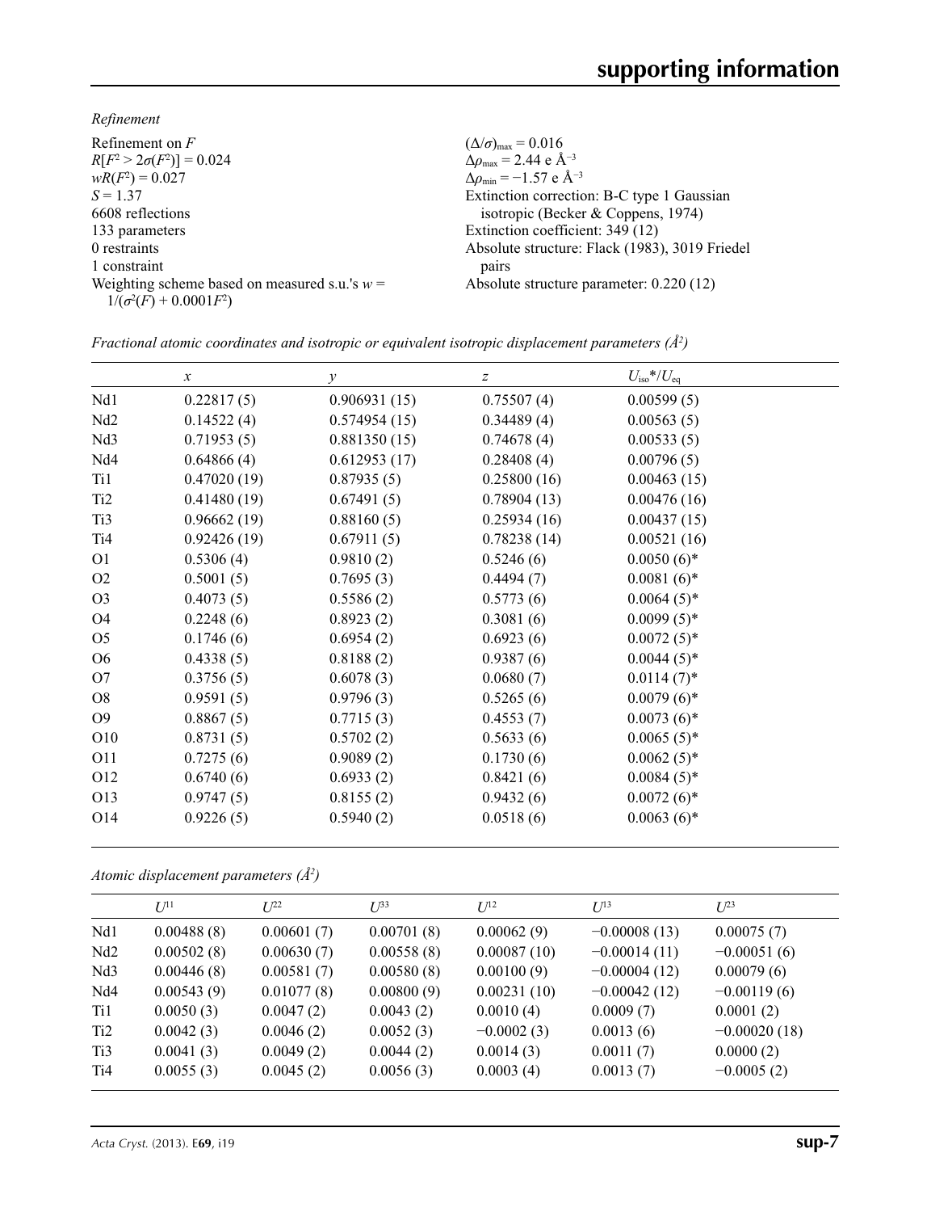*Refinement*

Refinement on $F$
$R[F^2 > 2\sigma(F^2)] = 0.024$
$wR(F^2) = 0.027$
$S = 1.37$
6608 reflections
133 parameters
0 restraints
1 constraint
Weighting scheme based on measured s.u.'s $w = 1/(\sigma^2(F) + 0.0001F^2)$
$(\Delta/\sigma)_{max} = 0.016$
$\Delta\rho_{max} = 2.44$ e Å$^{-3}$
$\Delta\rho_{min} = -1.57$ e Å$^{-3}$
Extinction correction: B-C type 1 Gaussian isotropic (Becker & Coppens, 1974)
Extinction coefficient: 349 (12)
Absolute structure: Flack (1983), 3019 Friedel pairs
Absolute structure parameter: 0.220 (12)

*Fractional atomic coordinates and isotropic or equivalent isotropic displacement parameters (Å$^2$)*

| | $x$ | $y$ | $z$ | $U_{iso}$*/$U_{eq}$ |
|---|---|---|---|---|
| Nd1 | 0.22817 (5) | 0.906931 (15) | 0.75507 (4) | 0.00599 (5) |
| Nd2 | 0.14522 (4) | 0.574954 (15) | 0.34489 (4) | 0.00563 (5) |
| Nd3 | 0.71953 (5) | 0.881350 (15) | 0.74678 (4) | 0.00533 (5) |
| Nd4 | 0.64866 (4) | 0.612953 (17) | 0.28408 (4) | 0.00796 (5) |
| Ti1 | 0.47020 (19) | 0.87935 (5) | 0.25800 (16) | 0.00463 (15) |
| Ti2 | 0.41480 (19) | 0.67491 (5) | 0.78904 (13) | 0.00476 (16) |
| Ti3 | 0.96662 (19) | 0.88160 (5) | 0.25934 (16) | 0.00437 (15) |
| Ti4 | 0.92426 (19) | 0.67911 (5) | 0.78238 (14) | 0.00521 (16) |
| O1 | 0.5306 (4) | 0.9810 (2) | 0.5246 (6) | 0.0050 (6)* |
| O2 | 0.5001 (5) | 0.7695 (3) | 0.4494 (7) | 0.0081 (6)* |
| O3 | 0.4073 (5) | 0.5586 (2) | 0.5773 (6) | 0.0064 (5)* |
| O4 | 0.2248 (6) | 0.8923 (2) | 0.3081 (6) | 0.0099 (5)* |
| O5 | 0.1746 (6) | 0.6954 (2) | 0.6923 (6) | 0.0072 (5)* |
| O6 | 0.4338 (5) | 0.8188 (2) | 0.9387 (6) | 0.0044 (5)* |
| O7 | 0.3756 (5) | 0.6078 (3) | 0.0680 (7) | 0.0114 (7)* |
| O8 | 0.9591 (5) | 0.9796 (3) | 0.5265 (6) | 0.0079 (6)* |
| O9 | 0.8867 (5) | 0.7715 (3) | 0.4553 (7) | 0.0073 (6)* |
| O10 | 0.8731 (5) | 0.5702 (2) | 0.5633 (6) | 0.0065 (5)* |
| O11 | 0.7275 (6) | 0.9089 (2) | 0.1730 (6) | 0.0062 (5)* |
| O12 | 0.6740 (6) | 0.6933 (2) | 0.8421 (6) | 0.0084 (5)* |
| O13 | 0.9747 (5) | 0.8155 (2) | 0.9432 (6) | 0.0072 (6)* |
| O14 | 0.9226 (5) | 0.5940 (2) | 0.0518 (6) | 0.0063 (6)* |

*Atomic displacement parameters (Å$^2$)*

| | $U^{11}$ | $U^{22}$ | $U^{33}$ | $U^{12}$ | $U^{13}$ | $U^{23}$ |
|---|---|---|---|---|---|---|
| Nd1 | 0.00488 (8) | 0.00601 (7) | 0.00701 (8) | 0.00062 (9) | −0.00008 (13) | 0.00075 (7) |
| Nd2 | 0.00502 (8) | 0.00630 (7) | 0.00558 (8) | 0.00087 (10) | −0.00014 (11) | −0.00051 (6) |
| Nd3 | 0.00446 (8) | 0.00581 (7) | 0.00580 (8) | 0.00100 (9) | −0.00004 (12) | 0.00079 (6) |
| Nd4 | 0.00543 (9) | 0.01077 (8) | 0.00800 (9) | 0.00231 (10) | −0.00042 (12) | −0.00119 (6) |
| Ti1 | 0.0050 (3) | 0.0047 (2) | 0.0043 (2) | 0.0010 (4) | 0.0009 (7) | 0.0001 (2) |
| Ti2 | 0.0042 (3) | 0.0046 (2) | 0.0052 (3) | −0.0002 (3) | 0.0013 (6) | −0.00020 (18) |
| Ti3 | 0.0041 (3) | 0.0049 (2) | 0.0044 (2) | 0.0014 (3) | 0.0011 (7) | 0.0000 (2) |
| Ti4 | 0.0055 (3) | 0.0045 (2) | 0.0056 (3) | 0.0003 (4) | 0.0013 (7) | −0.0005 (2) |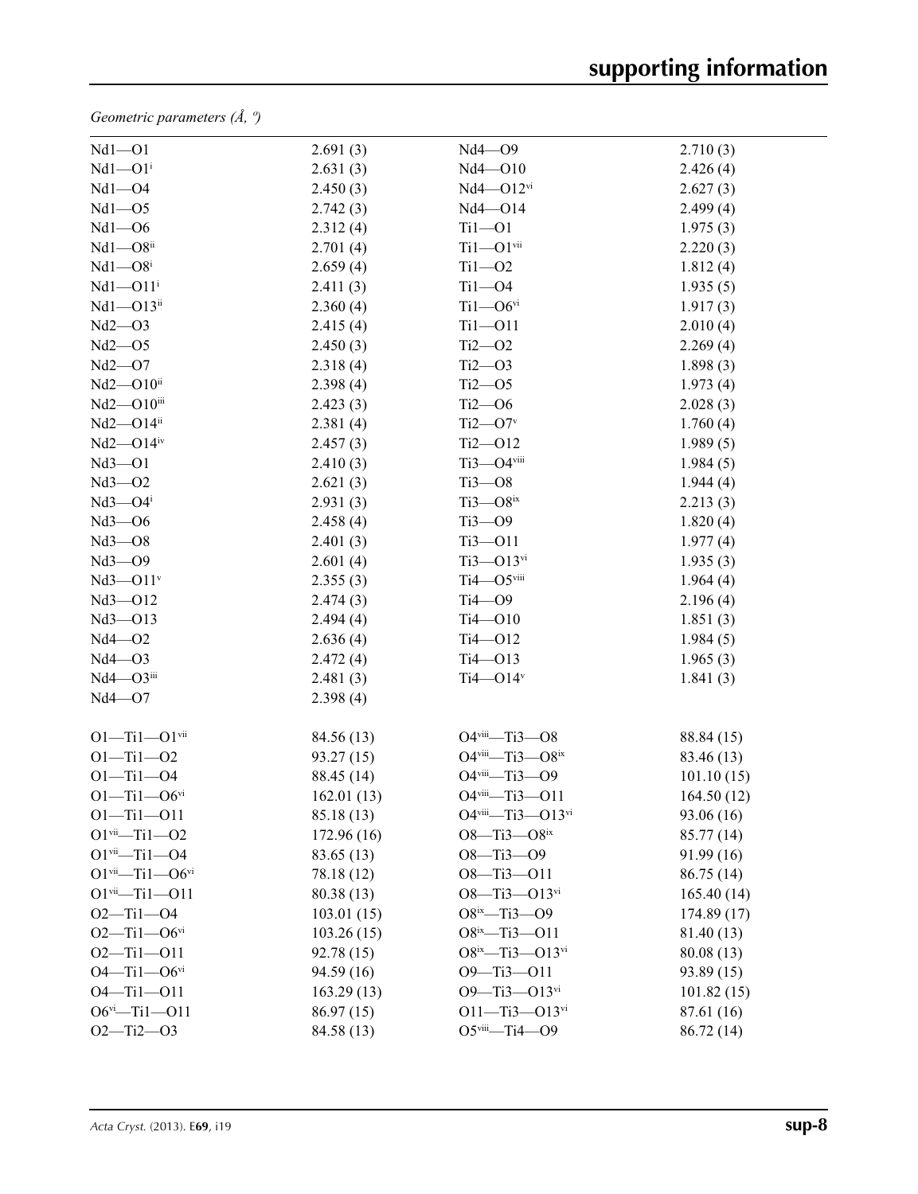*Geometric parameters (Å, º)*

| | | | |
|---|---|---|---|
| Nd1—O1 | 2.691 (3) | Nd4—O9 | 2.710 (3) |
| Nd1—O1$^{i}$ | 2.631 (3) | Nd4—O10 | 2.426 (4) |
| Nd1—O4 | 2.450 (3) | Nd4—O12$^{vi}$ | 2.627 (3) |
| Nd1—O5 | 2.742 (3) | Nd4—O14 | 2.499 (4) |
| Nd1—O6 | 2.312 (4) | Ti1—O1 | 1.975 (3) |
| Nd1—O8$^{ii}$ | 2.701 (4) | Ti1—O1$^{vii}$ | 2.220 (3) |
| Nd1—O8$^{i}$ | 2.659 (4) | Ti1—O2 | 1.812 (4) |
| Nd1—O11$^{i}$ | 2.411 (3) | Ti1—O4 | 1.935 (5) |
| Nd1—O13$^{ii}$ | 2.360 (4) | Ti1—O6$^{vi}$ | 1.917 (3) |
| Nd2—O3 | 2.415 (4) | Ti1—O11 | 2.010 (4) |
| Nd2—O5 | 2.450 (3) | Ti2—O2 | 2.269 (4) |
| Nd2—O7 | 2.318 (4) | Ti2—O3 | 1.898 (3) |
| Nd2—O10$^{ii}$ | 2.398 (4) | Ti2—O5 | 1.973 (4) |
| Nd2—O10$^{iii}$ | 2.423 (3) | Ti2—O6 | 2.028 (3) |
| Nd2—O14$^{ii}$ | 2.381 (4) | Ti2—O7$^{v}$ | 1.760 (4) |
| Nd2—O14$^{iv}$ | 2.457 (3) | Ti2—O12 | 1.989 (5) |
| Nd3—O1 | 2.410 (3) | Ti3—O4$^{viii}$ | 1.984 (5) |
| Nd3—O2 | 2.621 (3) | Ti3—O8 | 1.944 (4) |
| Nd3—O4$^{i}$ | 2.931 (3) | Ti3—O8$^{ix}$ | 2.213 (3) |
| Nd3—O6 | 2.458 (4) | Ti3—O9 | 1.820 (4) |
| Nd3—O8 | 2.401 (3) | Ti3—O11 | 1.977 (4) |
| Nd3—O9 | 2.601 (4) | Ti3—O13$^{vi}$ | 1.935 (3) |
| Nd3—O11$^{v}$ | 2.355 (3) | Ti4—O5$^{viii}$ | 1.964 (4) |
| Nd3—O12 | 2.474 (3) | Ti4—O9 | 2.196 (4) |
| Nd3—O13 | 2.494 (4) | Ti4—O10 | 1.851 (3) |
| Nd4—O2 | 2.636 (4) | Ti4—O12 | 1.984 (5) |
| Nd4—O3 | 2.472 (4) | Ti4—O13 | 1.965 (3) |
| Nd4—O3$^{iii}$ | 2.481 (3) | Ti4—O14$^{v}$ | 1.841 (3) |
| Nd4—O7 | 2.398 (4) | | |
| | | | |
| O1—Ti1—O1$^{vii}$ | 84.56 (13) | O4$^{viii}$—Ti3—O8 | 88.84 (15) |
| O1—Ti1—O2 | 93.27 (15) | O4$^{viii}$—Ti3—O8$^{ix}$ | 83.46 (13) |
| O1—Ti1—O4 | 88.45 (14) | O4$^{viii}$—Ti3—O9 | 101.10 (15) |
| O1—Ti1—O6$^{vi}$ | 162.01 (13) | O4$^{viii}$—Ti3—O11 | 164.50 (12) |
| O1—Ti1—O11 | 85.18 (13) | O4$^{viii}$—Ti3—O13$^{vi}$ | 93.06 (16) |
| O1$^{vii}$—Ti1—O2 | 172.96 (16) | O8—Ti3—O8$^{ix}$ | 85.77 (14) |
| O1$^{vii}$—Ti1—O4 | 83.65 (13) | O8—Ti3—O9 | 91.99 (16) |
| O1$^{vii}$—Ti1—O6$^{vi}$ | 78.18 (12) | O8—Ti3—O11 | 86.75 (14) |
| O1$^{vii}$—Ti1—O11 | 80.38 (13) | O8—Ti3—O13$^{vi}$ | 165.40 (14) |
| O2—Ti1—O4 | 103.01 (15) | O8$^{ix}$—Ti3—O9 | 174.89 (17) |
| O2—Ti1—O6$^{vi}$ | 103.26 (15) | O8$^{ix}$—Ti3—O11 | 81.40 (13) |
| O2—Ti1—O11 | 92.78 (15) | O8$^{ix}$—Ti3—O13$^{vi}$ | 80.08 (13) |
| O4—Ti1—O6$^{vi}$ | 94.59 (16) | O9—Ti3—O11 | 93.89 (15) |
| O4—Ti1—O11 | 163.29 (13) | O9—Ti3—O13$^{vi}$ | 101.82 (15) |
| O6$^{vi}$—Ti1—O11 | 86.97 (15) | O11—Ti3—O13$^{vi}$ | 87.61 (16) |
| O2—Ti2—O3 | 84.58 (13) | O5$^{viii}$—Ti4—O9 | 86.72 (14) |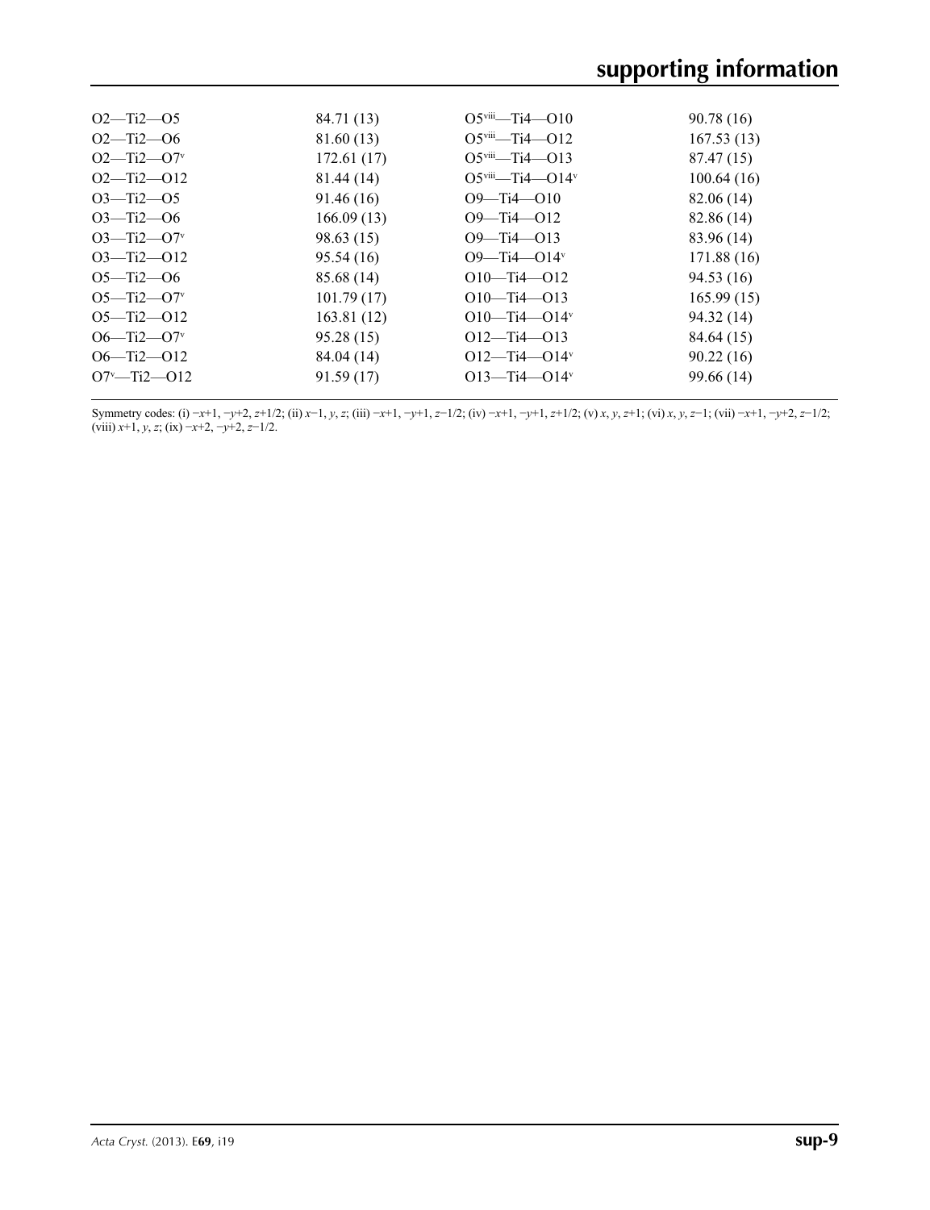| | | | |
|---|---|---|---|
| O2—Ti2—O5 | 84.71 (13) | O5$^{viii}$—Ti4—O10 | 90.78 (16) |
| O2—Ti2—O6 | 81.60 (13) | O5$^{viii}$—Ti4—O12 | 167.53 (13) |
| O2—Ti2—O7$^{v}$ | 172.61 (17) | O5$^{viii}$—Ti4—O13 | 87.47 (15) |
| O2—Ti2—O12 | 81.44 (14) | O5$^{viii}$—Ti4—O14$^{v}$ | 100.64 (16) |
| O3—Ti2—O5 | 91.46 (16) | O9—Ti4—O10 | 82.06 (14) |
| O3—Ti2—O6 | 166.09 (13) | O9—Ti4—O12 | 82.86 (14) |
| O3—Ti2—O7$^{v}$ | 98.63 (15) | O9—Ti4—O13 | 83.96 (14) |
| O3—Ti2—O12 | 95.54 (16) | O9—Ti4—O14$^{v}$ | 171.88 (16) |
| O5—Ti2—O6 | 85.68 (14) | O10—Ti4—O12 | 94.53 (16) |
| O5—Ti2—O7$^{v}$ | 101.79 (17) | O10—Ti4—O13 | 165.99 (15) |
| O5—Ti2—O12 | 163.81 (12) | O10—Ti4—O14$^{v}$ | 94.32 (14) |
| O6—Ti2—O7$^{v}$ | 95.28 (15) | O12—Ti4—O13 | 84.64 (15) |
| O6—Ti2—O12 | 84.04 (14) | O12—Ti4—O14$^{v}$ | 90.22 (16) |
| O7$^{v}$—Ti2—O12 | 91.59 (17) | O13—Ti4—O14$^{v}$ | 99.66 (14) |

Symmetry codes: (i) $-x+1, -y+2, z+1/2$; (ii) $x-1, y, z$; (iii) $-x+1, -y+1, z-1/2$; (iv) $-x+1, -y+1, z+1/2$; (v) $x, y, z+1$; (vi) $x, y, z-1$; (vii) $-x+1, -y+2, z-1/2$; (viii) $x+1, y, z$; (ix) $-x+2, -y+2, z-1/2$.